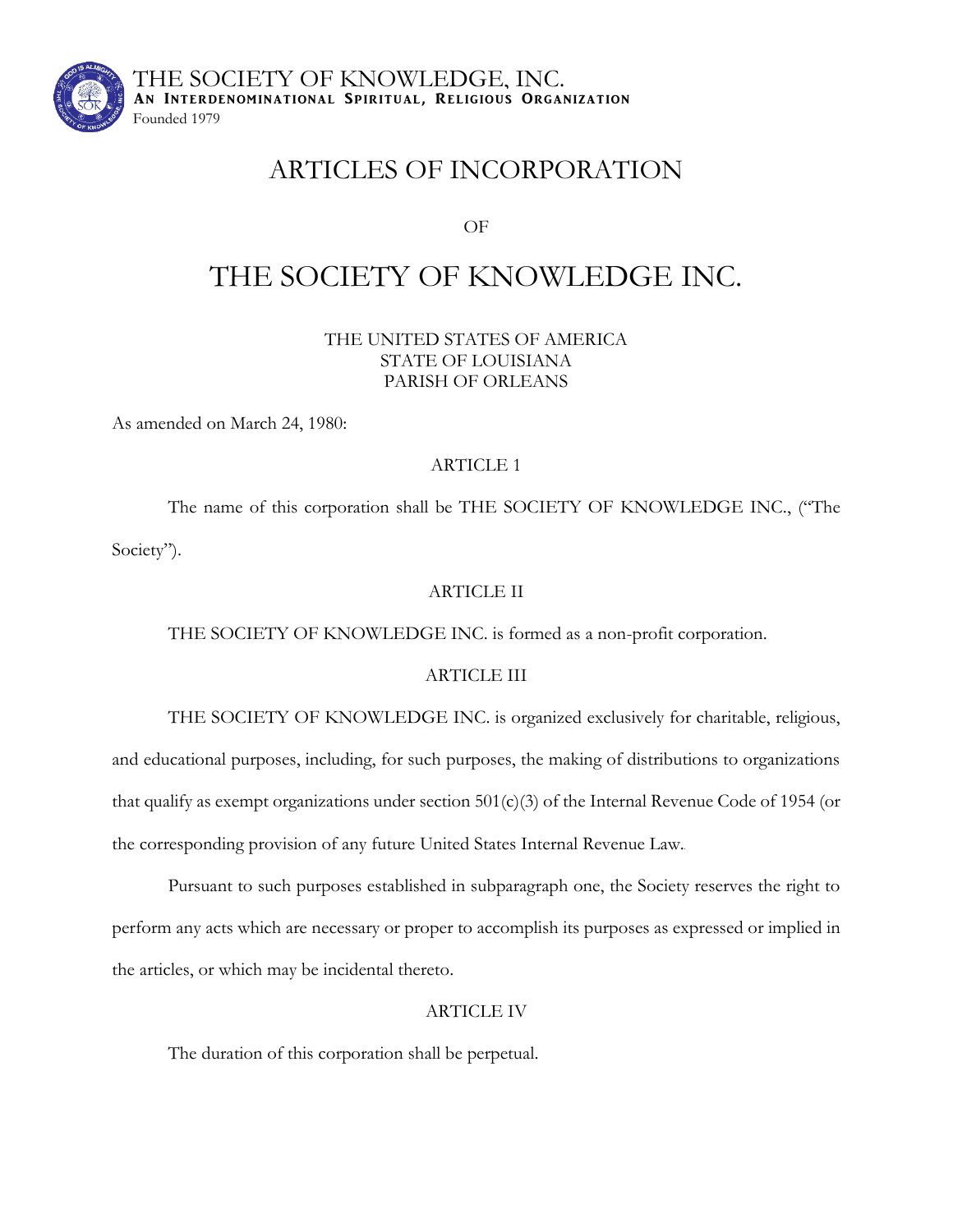THE SOCIETY OF KNOWLEDGE, INC.
**AN INTERDENOMINATIONAL SPIRITUAL, RELIGIOUS ORGANIZATION**
Founded 1979

# ARTICLES OF INCORPORATION

OF

# THE SOCIETY OF KNOWLEDGE INC.

THE UNITED STATES OF AMERICA
STATE OF LOUISIANA
PARISH OF ORLEANS

As amended on March 24, 1980:

## ARTICLE 1

The name of this corporation shall be THE SOCIETY OF KNOWLEDGE INC., ("The Society").

## ARTICLE II

THE SOCIETY OF KNOWLEDGE INC. is formed as a non-profit corporation.

## ARTICLE III

THE SOCIETY OF KNOWLEDGE INC. is organized exclusively for charitable, religious, and educational purposes, including, for such purposes, the making of distributions to organizations that qualify as exempt organizations under section 501(c)(3) of the Internal Revenue Code of 1954 (or the corresponding provision of any future United States Internal Revenue Law.

Pursuant to such purposes established in subparagraph one, the Society reserves the right to perform any acts which are necessary or proper to accomplish its purposes as expressed or implied in the articles, or which may be incidental thereto.

## ARTICLE IV

The duration of this corporation shall be perpetual.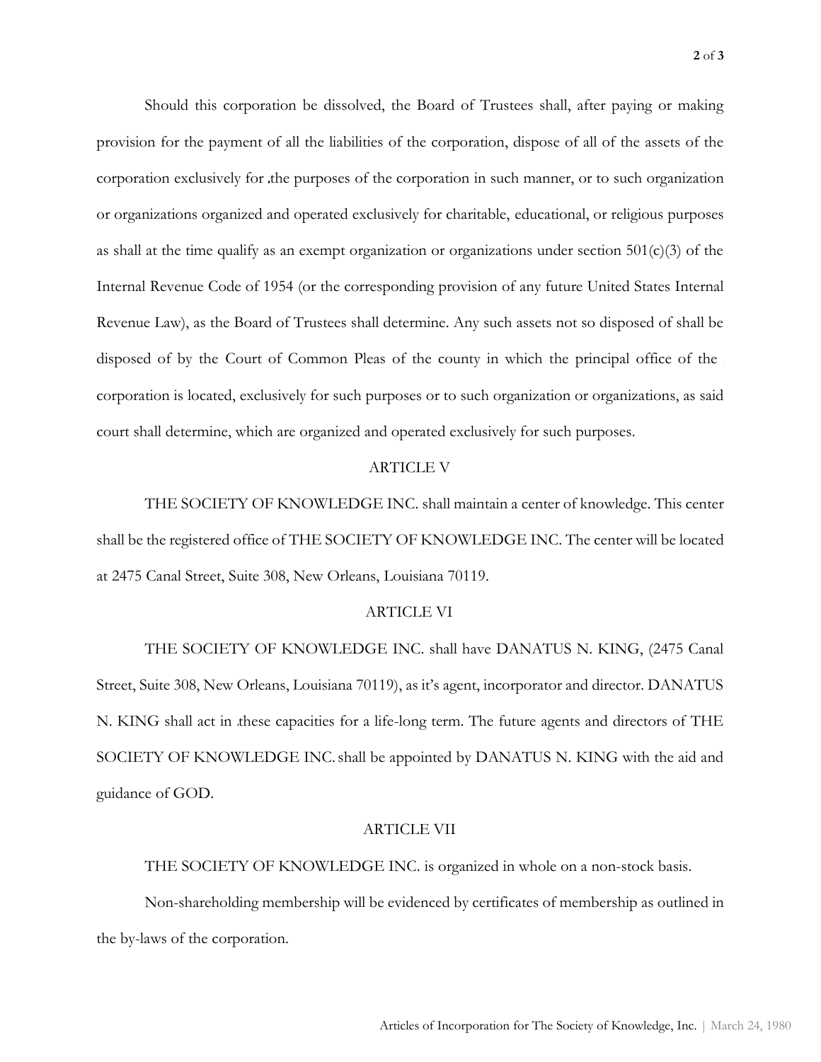Should this corporation be dissolved, the Board of Trustees shall, after paying or making provision for the payment of all the liabilities of the corporation, dispose of all of the assets of the corporation exclusively for .the purposes of the corporation in such manner, or to such organization or organizations organized and operated exclusively for charitable, educational, or religious purposes as shall at the time qualify as an exempt organization or organizations under section 501(c)(3) of the Internal Revenue Code of 1954 (or the corresponding provision of any future United States Internal Revenue Law), as the Board of Trustees shall determine. Any such assets not so disposed of shall be disposed of by the Court of Common Pleas of the county in which the principal office of the corporation is located, exclusively for such purposes or to such organization or organizations, as said court shall determine, which are organized and operated exclusively for such purposes.

## ARTICLE V

THE SOCIETY OF KNOWLEDGE INC. shall maintain a center of knowledge. This center shall be the registered office of THE SOCIETY OF KNOWLEDGE INC. The center will be located at 2475 Canal Street, Suite 308, New Orleans, Louisiana 70119.

## ARTICLE VI

THE SOCIETY OF KNOWLEDGE INC. shall have DANATUS N. KING, (2475 Canal Street, Suite 308, New Orleans, Louisiana 70119), as it's agent, incorporator and director. DANATUS N. KING shall act in .these capacities for a life-long term. The future agents and directors of THE SOCIETY OF KNOWLEDGE INC. shall be appointed by DANATUS N. KING with the aid and guidance of GOD.

## ARTICLE VII

THE SOCIETY OF KNOWLEDGE INC. is organized in whole on a non-stock basis.

Non-shareholding membership will be evidenced by certificates of membership as outlined in the by-laws of the corporation.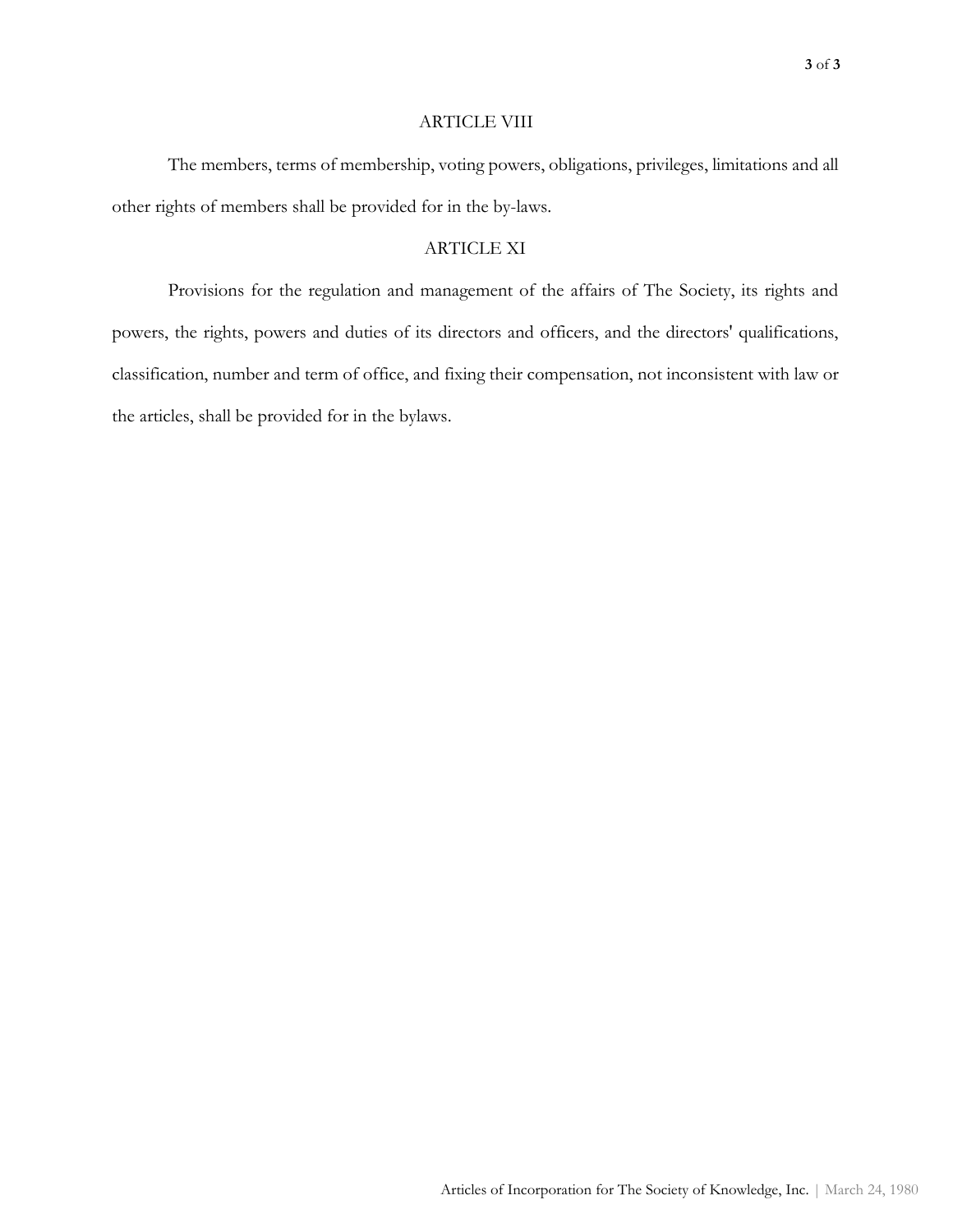## ARTICLE VIII

The members, terms of membership, voting powers, obligations, privileges, limitations and all other rights of members shall be provided for in the by-laws.

## ARTICLE XI

Provisions for the regulation and management of the affairs of The Society, its rights and powers, the rights, powers and duties of its directors and officers, and the directors' qualifications, classification, number and term of office, and fixing their compensation, not inconsistent with law or the articles, shall be provided for in the bylaws.